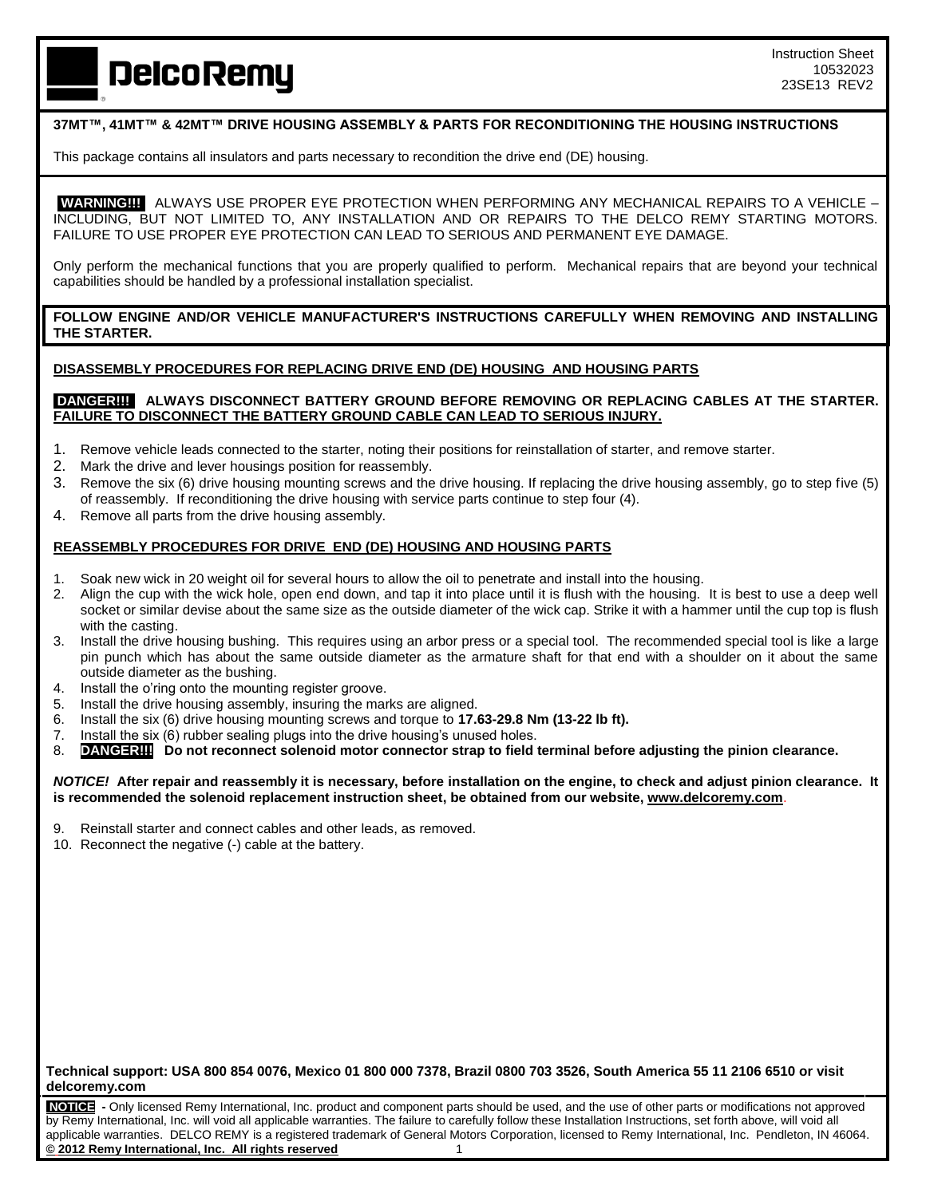DelcoRemy

Instruction Sheet
10532023
23SE13 REV2

**37MT™, 41MT™ & 42MT™ DRIVE HOUSING ASSEMBLY & PARTS FOR RECONDITIONING THE HOUSING INSTRUCTIONS**

This package contains all insulators and parts necessary to recondition the drive end (DE) housing.

**WARNING!!!** ALWAYS USE PROPER EYE PROTECTION WHEN PERFORMING ANY MECHANICAL REPAIRS TO A VEHICLE – INCLUDING, BUT NOT LIMITED TO, ANY INSTALLATION AND OR REPAIRS TO THE DELCO REMY STARTING MOTORS. FAILURE TO USE PROPER EYE PROTECTION CAN LEAD TO SERIOUS AND PERMANENT EYE DAMAGE.

Only perform the mechanical functions that you are properly qualified to perform. Mechanical repairs that are beyond your technical capabilities should be handled by a professional installation specialist.

**FOLLOW ENGINE AND/OR VEHICLE MANUFACTURER'S INSTRUCTIONS CAREFULLY WHEN REMOVING AND INSTALLING THE STARTER.**

**DISASSEMBLY PROCEDURES FOR REPLACING DRIVE END (DE) HOUSING AND HOUSING PARTS**

**DANGER!!! ALWAYS DISCONNECT BATTERY GROUND BEFORE REMOVING OR REPLACING CABLES AT THE STARTER. FAILURE TO DISCONNECT THE BATTERY GROUND CABLE CAN LEAD TO SERIOUS INJURY.**

1. Remove vehicle leads connected to the starter, noting their positions for reinstallation of starter, and remove starter.
2. Mark the drive and lever housings position for reassembly.
3. Remove the six (6) drive housing mounting screws and the drive housing. If replacing the drive housing assembly, go to step five (5) of reassembly. If reconditioning the drive housing with service parts continue to step four (4).
4. Remove all parts from the drive housing assembly.

**REASSEMBLY PROCEDURES FOR DRIVE END (DE) HOUSING AND HOUSING PARTS**

1. Soak new wick in 20 weight oil for several hours to allow the oil to penetrate and install into the housing.
2. Align the cup with the wick hole, open end down, and tap it into place until it is flush with the housing. It is best to use a deep well socket or similar devise about the same size as the outside diameter of the wick cap. Strike it with a hammer until the cup top is flush with the casting.
3. Install the drive housing bushing. This requires using an arbor press or a special tool. The recommended special tool is like a large pin punch which has about the same outside diameter as the armature shaft for that end with a shoulder on it about the same outside diameter as the bushing.
4. Install the o'ring onto the mounting register groove.
5. Install the drive housing assembly, insuring the marks are aligned.
6. Install the six (6) drive housing mounting screws and torque to **17.63-29.8 Nm (13-22 lb ft).**
7. Install the six (6) rubber sealing plugs into the drive housing's unused holes.
8. **DANGER!!! Do not reconnect solenoid motor connector strap to field terminal before adjusting the pinion clearance.**

***NOTICE!*** **After repair and reassembly it is necessary, before installation on the engine, to check and adjust pinion clearance. It is recommended the solenoid replacement instruction sheet, be obtained from our website, www.delcoremy.com**.

9. Reinstall starter and connect cables and other leads, as removed.
10. Reconnect the negative (-) cable at the battery.

**Technical support: USA 800 854 0076, Mexico 01 800 000 7378, Brazil 0800 703 3526, South America 55 11 2106 6510 or visit delcoremy.com**

**NOTICE -** Only licensed Remy International, Inc. product and component parts should be used, and the use of other parts or modifications not approved by Remy International, Inc. will void all applicable warranties. The failure to carefully follow these Installation Instructions, set forth above, will void all applicable warranties. DELCO REMY is a registered trademark of General Motors Corporation, licensed to Remy International, Inc. Pendleton, IN 46064.
**© 2012 Remy International, Inc. All rights reserved**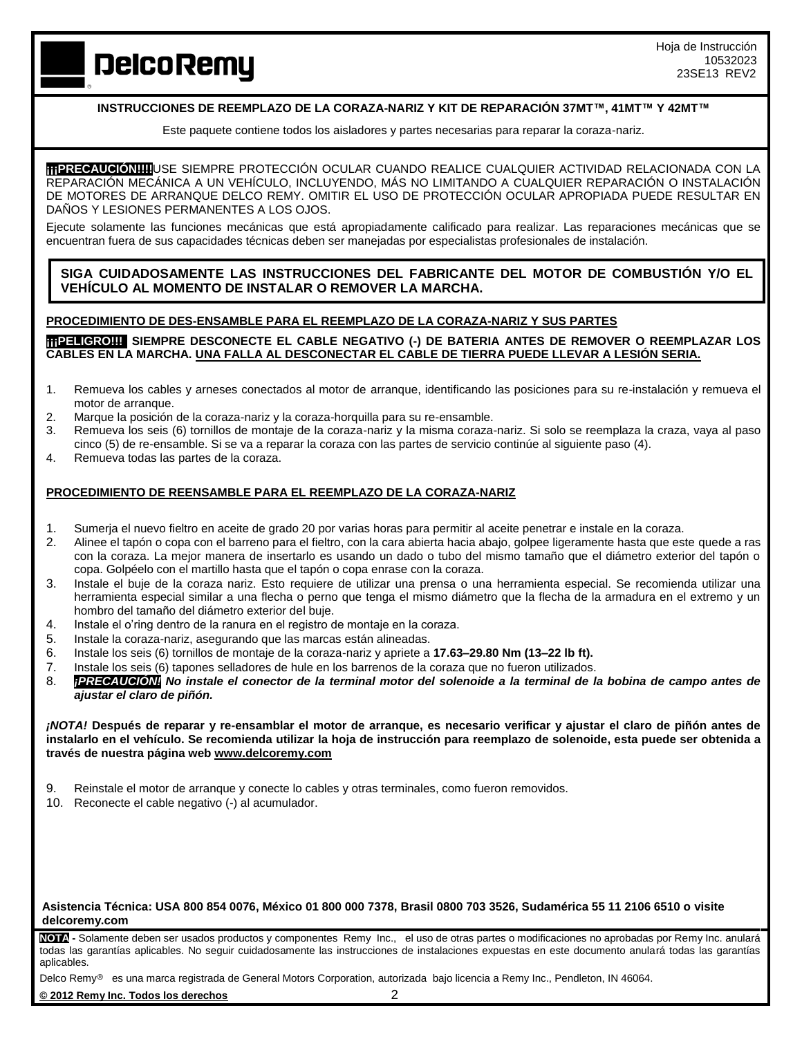DelcoRemy

Hoja de Instrucción
10532023
23SE13 REV2

**INSTRUCCIONES DE REEMPLAZO DE LA CORAZA-NARIZ Y KIT DE REPARACIÓN 37MT™, 41MT™ Y 42MT™**

Este paquete contiene todos los aisladores y partes necesarias para reparar la coraza-nariz.

**¡¡¡PRECAUCIÓN!!!**USE SIEMPRE PROTECCIÓN OCULAR CUANDO REALICE CUALQUIER ACTIVIDAD RELACIONADA CON LA REPARACIÓN MECÁNICA A UN VEHÍCULO, INCLUYENDO, MÁS NO LIMITANDO A CUALQUIER REPARACIÓN O INSTALACIÓN DE MOTORES DE ARRANQUE DELCO REMY. OMITIR EL USO DE PROTECCIÓN OCULAR APROPIADA PUEDE RESULTAR EN DAÑOS Y LESIONES PERMANENTES A LOS OJOS.

Ejecute solamente las funciones mecánicas que está apropiadamente calificado para realizar. Las reparaciones mecánicas que se encuentran fuera de sus capacidades técnicas deben ser manejadas por especialistas profesionales de instalación.

**SIGA CUIDADOSAMENTE LAS INSTRUCCIONES DEL FABRICANTE DEL MOTOR DE COMBUSTIÓN Y/O EL VEHÍCULO AL MOMENTO DE INSTALAR O REMOVER LA MARCHA.**

**PROCEDIMIENTO DE DES-ENSAMBLE PARA EL REEMPLAZO DE LA CORAZA-NARIZ Y SUS PARTES**

**¡¡¡PELIGRO!!! SIEMPRE DESCONECTE EL CABLE NEGATIVO (-) DE BATERIA ANTES DE REMOVER O REEMPLAZAR LOS CABLES EN LA MARCHA. UNA FALLA AL DESCONECTAR EL CABLE DE TIERRA PUEDE LLEVAR A LESIÓN SERIA.**

1. Remueva los cables y arneses conectados al motor de arranque, identificando las posiciones para su re-instalación y remueva el motor de arranque.
2. Marque la posición de la coraza-nariz y la coraza-horquilla para su re-ensamble.
3. Remueva los seis (6) tornillos de montaje de la coraza-nariz y la misma coraza-nariz. Si solo se reemplaza la craza, vaya al paso cinco (5) de re-ensamble. Si se va a reparar la coraza con las partes de servicio continúe al siguiente paso (4).
4. Remueva todas las partes de la coraza.

**PROCEDIMIENTO DE REENSAMBLE PARA EL REEMPLAZO DE LA CORAZA-NARIZ**

1. Sumerja el nuevo fieltro en aceite de grado 20 por varias horas para permitir al aceite penetrar e instale en la coraza.
2. Alinee el tapón o copa con el barreno para el fieltro, con la cara abierta hacia abajo, golpee ligeramente hasta que este quede a ras con la coraza. La mejor manera de insertarlo es usando un dado o tubo del mismo tamaño que el diámetro exterior del tapón o copa. Golpéelo con el martillo hasta que el tapón o copa enrase con la coraza.
3. Instale el buje de la coraza nariz. Esto requiere de utilizar una prensa o una herramienta especial. Se recomienda utilizar una herramienta especial similar a una flecha o perno que tenga el mismo diámetro que la flecha de la armadura en el extremo y un hombro del tamaño del diámetro exterior del buje.
4. Instale el o'ring dentro de la ranura en el registro de montaje en la coraza.
5. Instale la coraza-nariz, asegurando que las marcas están alineadas.
6. Instale los seis (6) tornillos de montaje de la coraza-nariz y apriete a **17.63–29.80 Nm (13–22 lb ft).**
7. Instale los seis (6) tapones selladores de hule en los barrenos de la coraza que no fueron utilizados.
8. ***¡PRECAUCIÓN! No instale el conector de la terminal motor del solenoide a la terminal de la bobina de campo antes de ajustar el claro de piñón.***

***¡NOTA!* Después de reparar y re-ensamblar el motor de arranque, es necesario verificar y ajustar el claro de piñón antes de instalarlo en el vehículo. Se recomienda utilizar la hoja de instrucción para reemplazo de solenoide, esta puede ser obtenida a través de nuestra página web www.delcoremy.com**

9. Reinstale el motor de arranque y conecte lo cables y otras terminales, como fueron removidos.
10. Reconecte el cable negativo (-) al acumulador.

**Asistencia Técnica: USA 800 854 0076, México 01 800 000 7378, Brasil 0800 703 3526, Sudamérica 55 11 2106 6510 o visite delcoremy.com**

**NOTA** - Solamente deben ser usados productos y componentes Remy Inc., el uso de otras partes o modificaciones no aprobadas por Remy Inc. anulará todas las garantías aplicables. No seguir cuidadosamente las instrucciones de instalaciones expuestas en este documento anulará todas las garantías aplicables.

Delco Remy® es una marca registrada de General Motors Corporation, autorizada bajo licencia a Remy Inc., Pendleton, IN 46064.

**© 2012 Remy Inc. Todos los derechos**